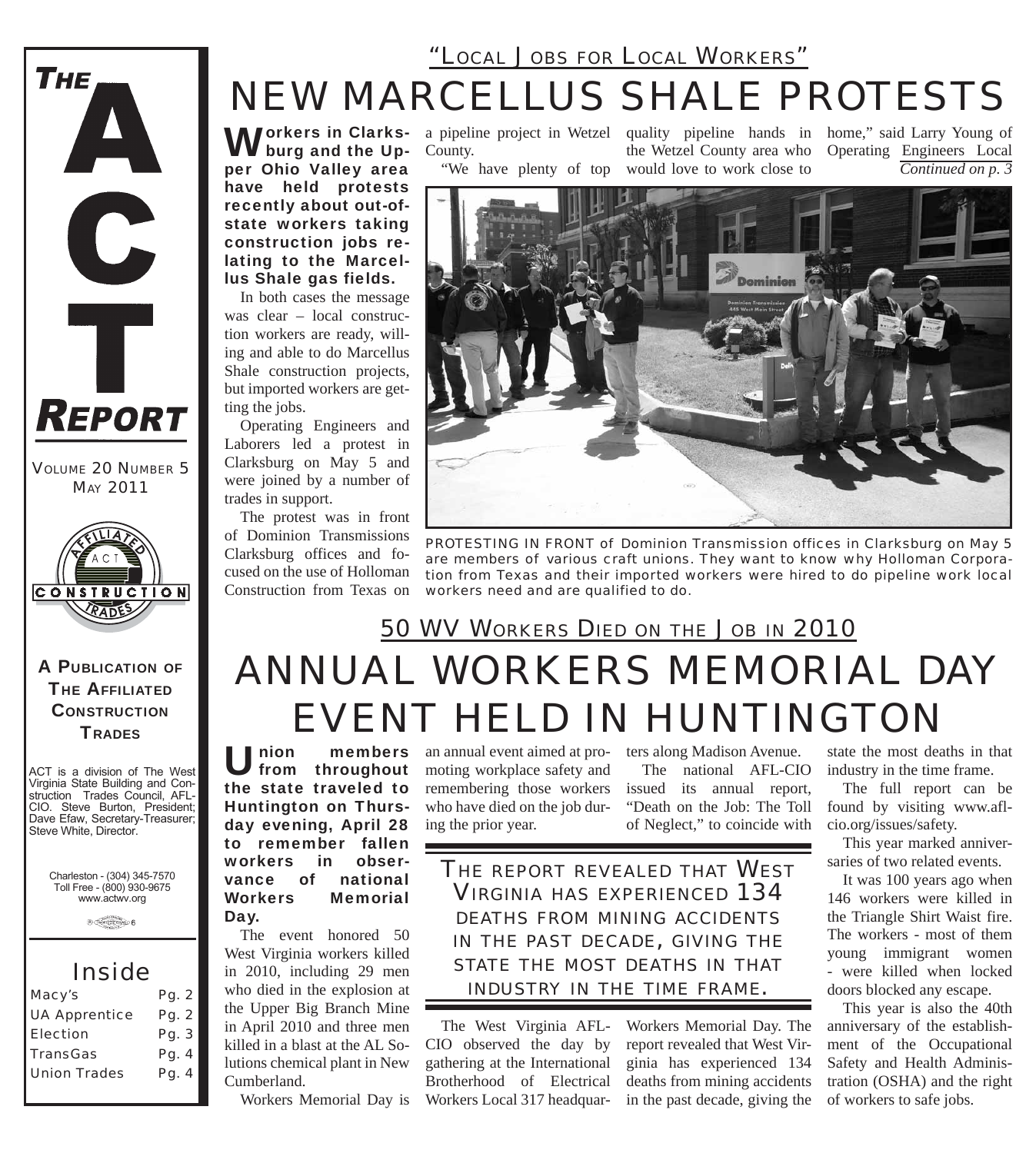# THE ACT REPORT

VOLUME 20 NUMBER 5
MAY 2011

**A PUBLICATION OF THE AFFILIATED CONSTRUCTION TRADES**

ACT is a division of The West Virginia State Building and Construction Trades Council, AFL-CIO. Steve Burton, President; Dave Efaw, Secretary-Treasurer; Steve White, Director.

Charleston - (304) 345-7570
Toll Free - (800) 930-9675
www.actwv.org

## Inside

| | |
|---|---|
| Macy's | Pg. 2 |
| UA Apprentice | Pg. 2 |
| Election | Pg. 3 |
| TransGas | Pg. 4 |
| Union Trades | Pg. 4 |

## "LOCAL JOBS FOR LOCAL WORKERS"

# NEW MARCELLUS SHALE PROTESTS

**Workers in Clarksburg and the Upper Ohio Valley area have held protests recently about out-of-state workers taking construction jobs relating to the Marcellus Shale gas fields.**

In both cases the message was clear – local construction workers are ready, willing and able to do Marcellus Shale construction projects, but imported workers are getting the jobs.

Operating Engineers and Laborers led a protest in Clarksburg on May 5 and were joined by a number of trades in support.

The protest was in front of Dominion Transmissions Clarksburg offices and focused on the use of Holloman Construction from Texas on a pipeline project in Wetzel County.

"We have plenty of top quality pipeline hands in the Wetzel County area who would love to work close to home," said Larry Young of Operating Engineers Local

*Continued on p. 3*

PROTESTING IN FRONT of Dominion Transmission offices in Clarksburg on May 5 are members of various craft unions. They want to know why Holloman Corporation from Texas and their imported workers were hired to do pipeline work local workers need and are qualified to do.

## 50 WV WORKERS DIED ON THE JOB IN 2010

# ANNUAL WORKERS MEMORIAL DAY EVENT HELD IN HUNTINGTON

**Union members from throughout the state traveled to Huntington on Thursday evening, April 28 to remember fallen workers in observance of national Workers Memorial Day.**

The event honored 50 West Virginia workers killed in 2010, including 29 men who died in the explosion at the Upper Big Branch Mine in April 2010 and three men killed in a blast at the AL Solutions chemical plant in New Cumberland.

Workers Memorial Day is an annual event aimed at promoting workplace safety and remembering those workers who have died on the job during the prior year.

> THE REPORT REVEALED THAT WEST VIRGINIA HAS EXPERIENCED 134 DEATHS FROM MINING ACCIDENTS IN THE PAST DECADE, GIVING THE STATE THE MOST DEATHS IN THAT INDUSTRY IN THE TIME FRAME.

The West Virginia AFL-CIO observed the day by gathering at the International Brotherhood of Electrical Workers Local 317 headquarters along Madison Avenue.

The national AFL-CIO issued its annual report, "Death on the Job: The Toll of Neglect," to coincide with Workers Memorial Day. The report revealed that West Virginia has experienced 134 deaths from mining accidents in the past decade, giving the state the most deaths in that industry in the time frame.

The full report can be found by visiting www.afl-cio.org/issues/safety.

This year marked anniversaries of two related events.

It was 100 years ago when 146 workers were killed in the Triangle Shirt Waist fire. The workers - most of them young immigrant women - were killed when locked doors blocked any escape.

This year is also the 40th anniversary of the establishment of the Occupational Safety and Health Administration (OSHA) and the right of workers to safe jobs.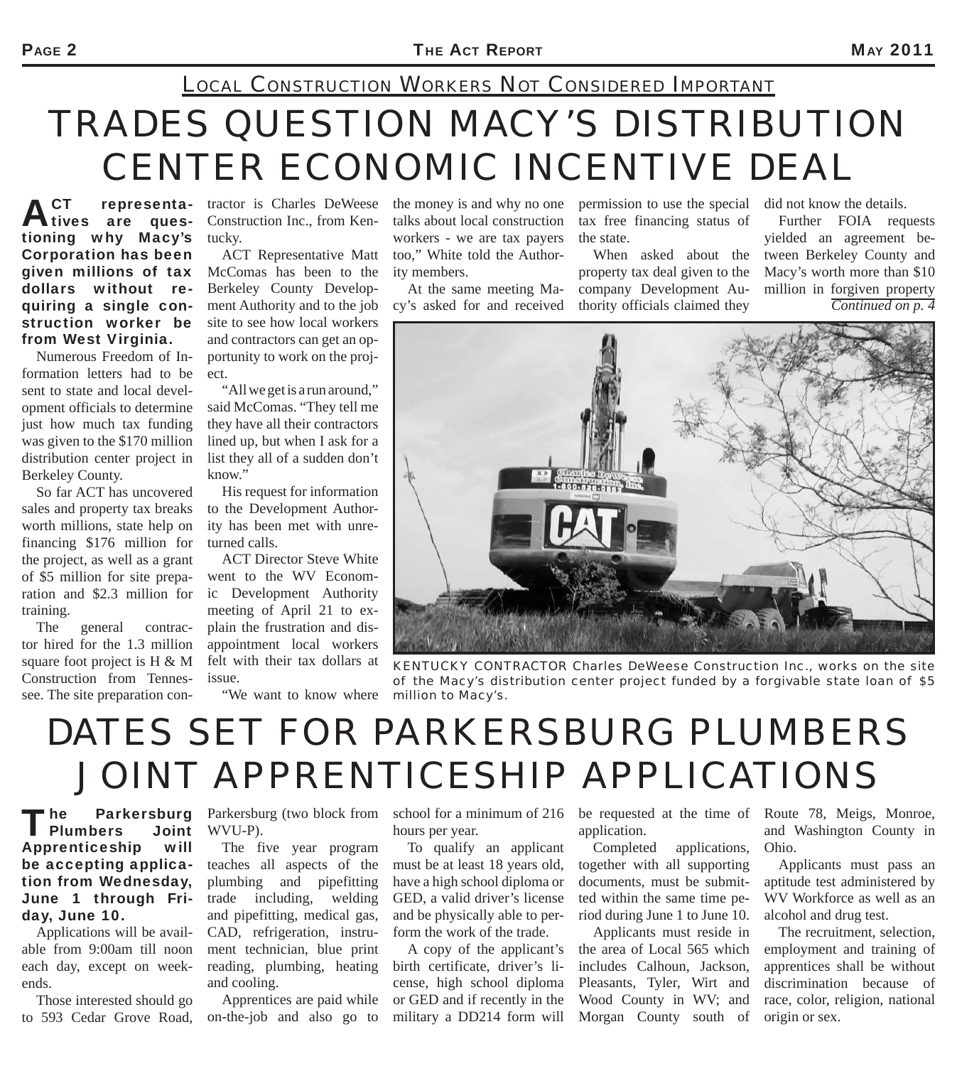LOCAL CONSTRUCTION WORKERS NOT CONSIDERED IMPORTANT

# TRADES QUESTION MACY'S DISTRIBUTION CENTER ECONOMIC INCENTIVE DEAL

**ACT representatives are questioning why Macy's Corporation has been given millions of tax dollars without requiring a single construction worker be from West Virginia.**

Numerous Freedom of Information letters had to be sent to state and local development officials to determine just how much tax funding was given to the $170 million distribution center project in Berkeley County.

So far ACT has uncovered sales and property tax breaks worth millions, state help on financing $176 million for the project, as well as a grant of $5 million for site preparation and $2.3 million for training.

The general contractor hired for the 1.3 million square foot project is H & M Construction from Tennessee. The site preparation contractor is Charles DeWeese Construction Inc., from Kentucky.

ACT Representative Matt McComas has been to the Berkeley County Development Authority and to the job site to see how local workers and contractors can get an opportunity to work on the project.

"All we get is a run around," said McComas. "They tell me they have all their contractors lined up, but when I ask for a list they all of a sudden don't know."

His request for information to the Development Authority has been met with unreturned calls.

ACT Director Steve White went to the WV Economic Development Authority meeting of April 21 to explain the frustration and disappointment local workers felt with their tax dollars at issue.

"We want to know where the money is and why no one talks about local construction workers - we are tax payers too," White told the Authority members.

At the same meeting Macy's asked for and received permission to use the special tax free financing status of the state.

When asked about the property tax deal given to the company Development Authority officials claimed they did not know the details.

Further FOIA requests yielded an agreement between Berkeley County and Macy's worth more than $10 million in forgiven property

*Continued on p. 4*

KENTUCKY CONTRACTOR Charles DeWeese Construction Inc., works on the site of the Macy's distribution center project funded by a forgivable state loan of $5 million to Macy's.

# DATES SET FOR PARKERSBURG PLUMBERS JOINT APPRENTICESHIP APPLICATIONS

**The Parkersburg Plumbers Joint Apprenticeship will be accepting application from Wednesday, June 1 through Friday, June 10.**

Applications will be available from 9:00am till noon each day, except on weekends.

Those interested should go to 593 Cedar Grove Road, Parkersburg (two block from WVU-P).

The five year program teaches all aspects of the plumbing and pipefitting trade including, welding and pipefitting, medical gas, CAD, refrigeration, instrument technician, blue print reading, plumbing, heating and cooling.

Apprentices are paid while on-the-job and also go to school for a minimum of 216 hours per year.

To qualify an applicant must be at least 18 years old, have a high school diploma or GED, a valid driver's license and be physically able to perform the work of the trade.

A copy of the applicant's birth certificate, driver's license, high school diploma or GED and if recently in the military a DD214 form will be requested at the time of application.

Completed applications, together with all supporting documents, must be submitted within the same time period during June 1 to June 10.

Applicants must reside in the area of Local 565 which includes Calhoun, Jackson, Pleasants, Tyler, Wirt and Wood County in WV; and Morgan County south of Route 78, Meigs, Monroe, and Washington County in Ohio.

Applicants must pass an aptitude test administered by WV Workforce as well as an alcohol and drug test.

The recruitment, selection, employment and training of apprentices shall be without discrimination because of race, color, religion, national origin or sex.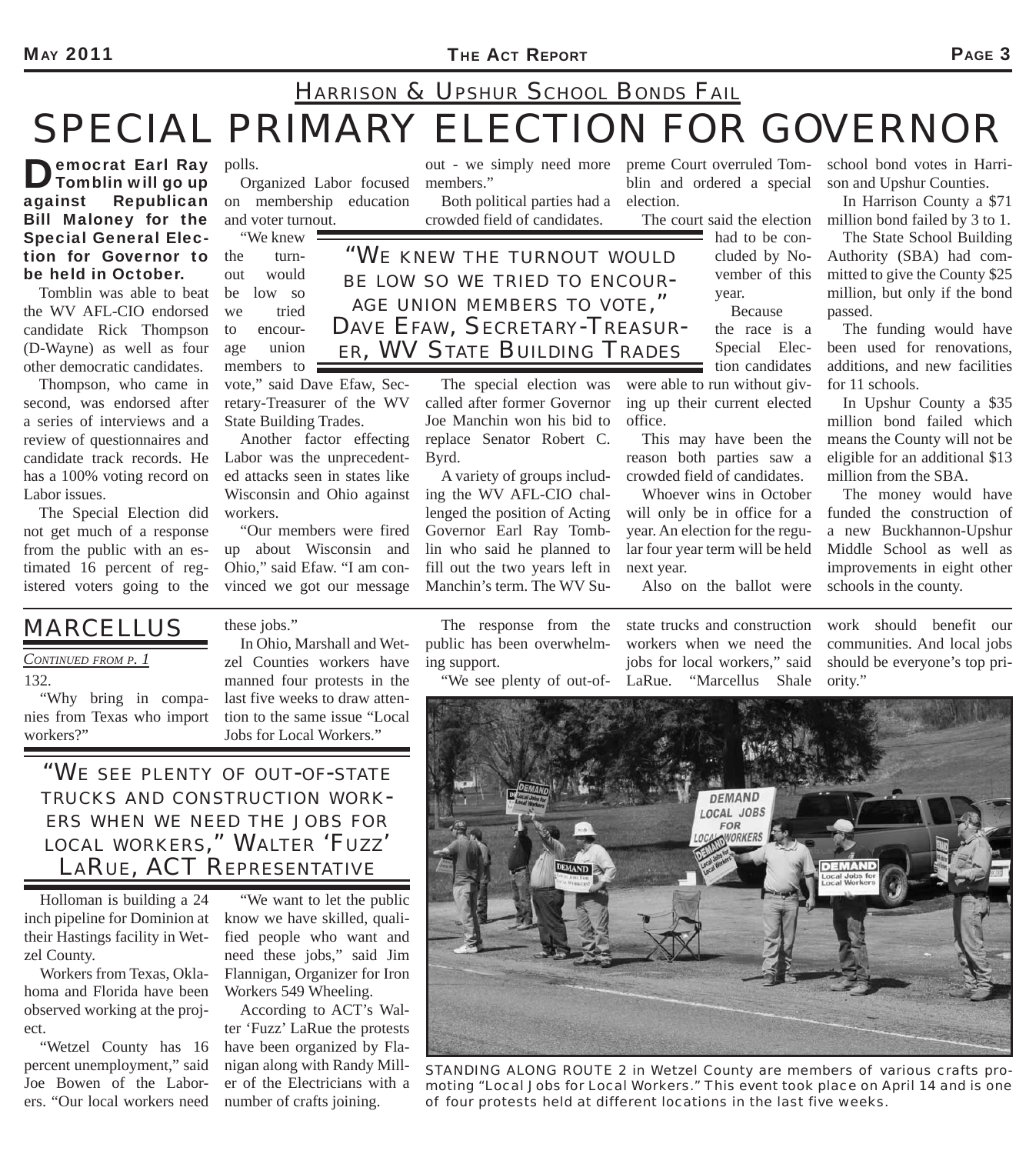## HARRISON & UPSHUR SCHOOL BONDS FAIL

# SPECIAL PRIMARY ELECTION FOR GOVERNOR

**Democrat Earl Ray Tomblin will go up against Republican Bill Maloney for the Special General Election for Governor to be held in October.**

Tomblin was able to beat the WV AFL-CIO endorsed candidate Rick Thompson (D-Wayne) as well as four other democratic candidates.

Thompson, who came in second, was endorsed after a series of interviews and a review of questionnaires and candidate track records. He has a 100% voting record on Labor issues.

The Special Election did not get much of a response from the public with an estimated 16 percent of registered voters going to the polls.

Organized Labor focused on membership education and voter turnout.

"We knew the turnout would be low so we tried to encourage union members to vote," said Dave Efaw, Secretary-Treasurer of the WV State Building Trades.

> "WE KNEW THE TURNOUT WOULD BE LOW SO WE TRIED TO ENCOURAGE UNION MEMBERS TO VOTE," DAVE EFAW, SECRETARY-TREASURER, WV STATE BUILDING TRADES

Another factor effecting Labor was the unprecedented attacks seen in states like Wisconsin and Ohio against workers.

"Our members were fired up about Wisconsin and Ohio," said Efaw. "I am convinced we got our message out - we simply need more members."

Both political parties had a crowded field of candidates.

The special election was called after former Governor Joe Manchin won his bid to replace Senator Robert C. Byrd.

A variety of groups including the WV AFL-CIO challenged the position of Acting Governor Earl Ray Tomblin who said he planned to fill out the two years left in Manchin's term. The WV Supreme Court overruled Tomblin and ordered a special election.

The court said the election had to be concluded by November of this year.

Because the race is a Special Election candidates were able to run without giving up their current elected office.

This may have been the reason both parties saw a crowded field of candidates.

Whoever wins in October will only be in office for a year. An election for the regular four year term will be held next year.

Also on the ballot were school bond votes in Harrison and Upshur Counties.

In Harrison County a $71 million bond failed by 3 to 1.

The State School Building Authority (SBA) had committed to give the County $25 million, but only if the bond passed.

The funding would have been used for renovations, additions, and new facilities for 11 schools.

In Upshur County a $35 million bond failed which means the County will not be eligible for an additional $13 million from the SBA.

The money would have funded the construction of a new Buckhannon-Upshur Middle School as well as improvements in eight other schools in the county.

## MARCELLUS

*CONTINUED FROM P. 1*

132.

"Why bring in companies from Texas who import workers?"

> "WE SEE PLENTY OF OUT-OF-STATE TRUCKS AND CONSTRUCTION WORKERS WHEN WE NEED THE JOBS FOR LOCAL WORKERS," WALTER 'FUZZ' LARUE, ACT REPRESENTATIVE

Holloman is building a 24 inch pipeline for Dominion at their Hastings facility in Wetzel County.

Workers from Texas, Oklahoma and Florida have been observed working at the project.

"Wetzel County has 16 percent unemployment," said Joe Bowen of the Laborers. "Our local workers need these jobs."

In Ohio, Marshall and Wetzel Counties workers have manned four protests in the last five weeks to draw attention to the same issue "Local Jobs for Local Workers."

"We want to let the public know we have skilled, qualified people who want and need these jobs," said Jim Flannigan, Organizer for Iron Workers 549 Wheeling.

According to ACT's Walter 'Fuzz' LaRue the protests have been organized by Flanigan along with Randy Miller of the Electricians with a number of crafts joining.

The response from the public has been overwhelming support.

"We see plenty of out-of-state trucks and construction workers when we need the jobs for local workers," said LaRue. "Marcellus Shale work should benefit our communities. And local jobs should be everyone's top priority."

STANDING ALONG ROUTE 2 in Wetzel County are members of various crafts promoting "Local Jobs for Local Workers." This event took place on April 14 and is one of four protests held at different locations in the last five weeks.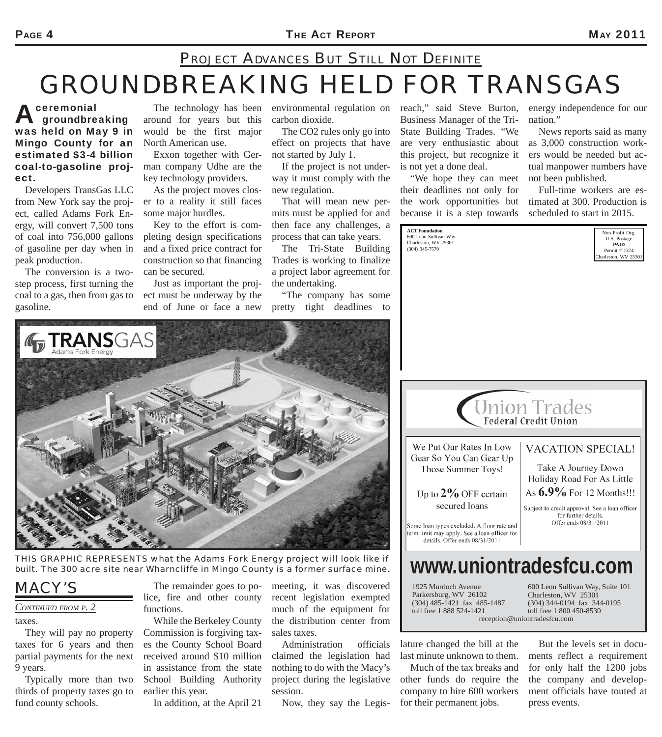## PROJECT ADVANCES BUT STILL NOT DEFINITE

# GROUNDBREAKING HELD FOR TRANSGAS

**A ceremonial groundbreaking was held on May 9 in Mingo County for an estimated $3-4 billion coal-to-gasoline project.**

Developers TransGas LLC from New York say the project, called Adams Fork Energy, will convert 7,500 tons of coal into 756,000 gallons of gasoline per day when in peak production.

The conversion is a two-step process, first turning the coal to a gas, then from gas to gasoline.

The technology has been around for years but this would be the first major North American use.

Exxon together with German company Udhe are the key technology providers.

As the project moves closer to a reality it still faces some major hurdles.

Key to the effort is completing design specifications and a fixed price contract for construction so that financing can be secured.

Just as important the project must be underway by the end of June or face a new environmental regulation on carbon dioxide.

The CO2 rules only go into effect on projects that have not started by July 1.

If the project is not underway it must comply with the new regulation.

That will mean new permits must be applied for and then face any challenges, a process that can take years.

The Tri-State Building Trades is working to finalize a project labor agreement for the undertaking.

"The company has some pretty tight deadlines to reach," said Steve Burton, Business Manager of the Tri-State Building Trades. "We are very enthusiastic about this project, but recognize it is not yet a done deal.

"We hope they can meet their deadlines not only for the work opportunities but because it is a step towards energy independence for our nation."

News reports said as many as 3,000 construction workers would be needed but actual manpower numbers have not been published.

Full-time workers are estimated at 300. Production is scheduled to start in 2015.

TRANSGAS Adams Fork Energy

THIS GRAPHIC REPRESENTS what the Adams Fork Energy project will look like if built. The 300 acre site near Wharncliffe in Mingo County is a former surface mine.

ACT Foundation
600 Leon Sullivan Way
Charleston, WV 25301
(304) 345-7570

Non-Profit Org.
U.S. Postage
**PAID**
Permit # 1374
Charleston, WV 25301

## MACY'S

*CONTINUED FROM P. 2*

taxes.

They will pay no property taxes for 6 years and then partial payments for the next 9 years.

Typically more than two thirds of property taxes go to fund county schools.

The remainder goes to police, fire and other county functions.

While the Berkeley County Commission is forgiving taxes the County School Board received around $10 million in assistance from the state School Building Authority earlier this year.

In addition, at the April 21 meeting, it was discovered recent legislation exempted much of the equipment for the distribution center from sales taxes.

Administration officials claimed the legislation had nothing to do with the Macy's project during the legislative session.

Now, they say the Legislature changed the bill at the last minute unknown to them.

Much of the tax breaks and other funds do require the company to hire 600 workers for their permanent jobs.

But the levels set in documents reflect a requirement for only half the 1200 jobs the company and development officials have touted at press events.

Union Trades Federal Credit Union

We Put Our Rates In Low Gear So You Can Gear Up Those Summer Toys!

Up to **2%** OFF certain secured loans

Some loan types excluded. A floor rate and term limit may apply. See a loan officer for details. Offer ends 08/31/2011

VACATION SPECIAL!

Take A Journey Down Holiday Road For As Little As **6.9%** For 12 Months!!!

Subject to credit approval. See a loan officer for further details. Offer ends 08/31/2011

**www.uniontradesfcu.com**

1925 Murdoch Avenue
Parkersburg, WV 26102
(304) 485-1421 fax 485-1487
toll free 1 888 524-1421

600 Leon Sullivan Way, Suite 101
Charleston, WV 25301
(304) 344-0194 fax 344-0195
toll free 1 800 450-8530

reception@uniontradesfcu.com